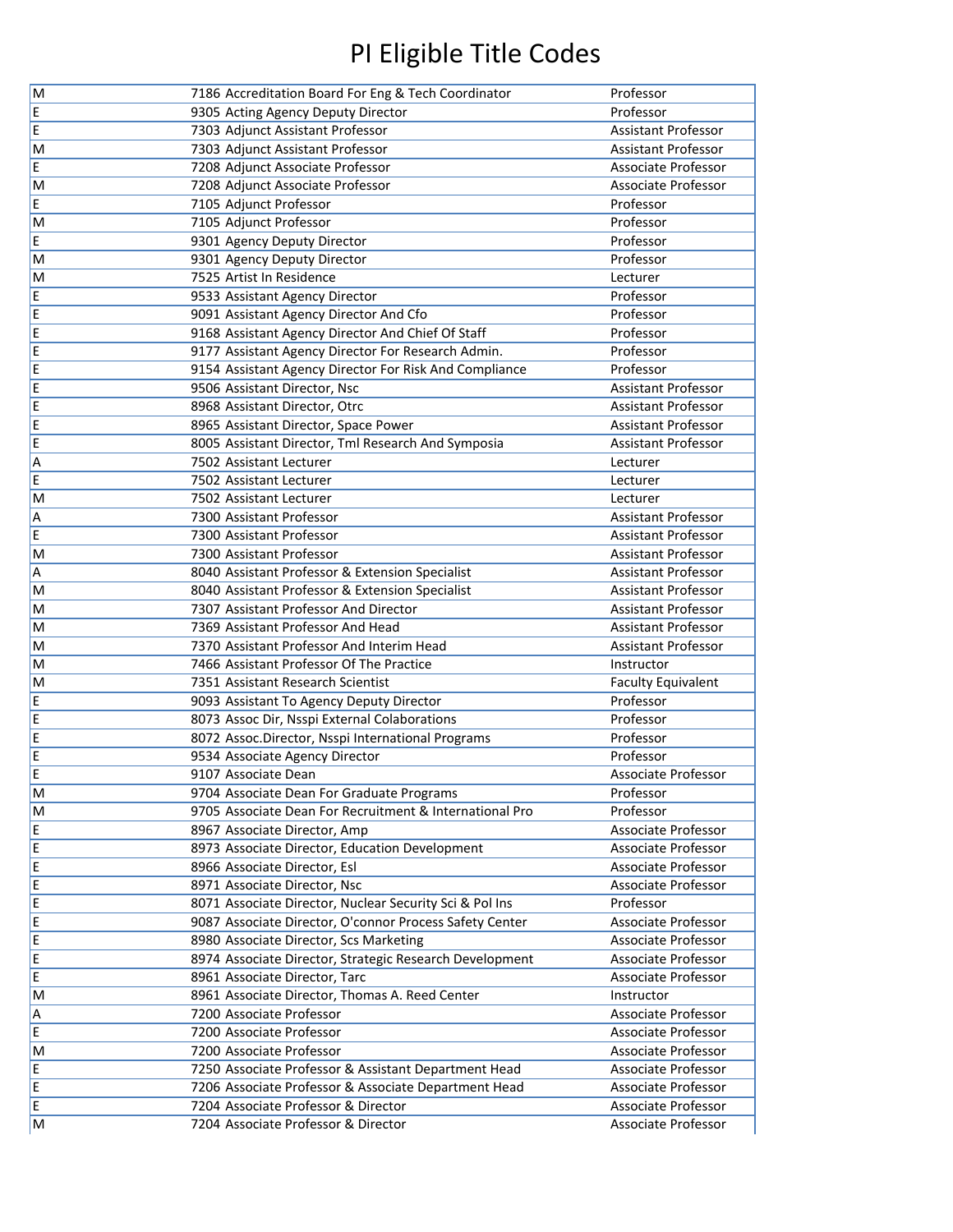# PI Eligible Title Codes

| | | |
|---|---|---|
| M | 7186 Accreditation Board For Eng & Tech Coordinator | Professor |
| E | 9305 Acting Agency Deputy Director | Professor |
| E | 7303 Adjunct Assistant Professor | Assistant Professor |
| M | 7303 Adjunct Assistant Professor | Assistant Professor |
| E | 7208 Adjunct Associate Professor | Associate Professor |
| M | 7208 Adjunct Associate Professor | Associate Professor |
| E | 7105 Adjunct Professor | Professor |
| M | 7105 Adjunct Professor | Professor |
| E | 9301 Agency Deputy Director | Professor |
| M | 9301 Agency Deputy Director | Professor |
| M | 7525 Artist In Residence | Lecturer |
| E | 9533 Assistant Agency Director | Professor |
| E | 9091 Assistant Agency Director And Cfo | Professor |
| E | 9168 Assistant Agency Director And Chief Of Staff | Professor |
| E | 9177 Assistant Agency Director For Research Admin. | Professor |
| E | 9154 Assistant Agency Director For Risk And Compliance | Professor |
| E | 9506 Assistant Director, Nsc | Assistant Professor |
| E | 8968 Assistant Director, Otrc | Assistant Professor |
| E | 8965 Assistant Director, Space Power | Assistant Professor |
| E | 8005 Assistant Director, Tml Research And Symposia | Assistant Professor |
| A | 7502 Assistant Lecturer | Lecturer |
| E | 7502 Assistant Lecturer | Lecturer |
| M | 7502 Assistant Lecturer | Lecturer |
| A | 7300 Assistant Professor | Assistant Professor |
| E | 7300 Assistant Professor | Assistant Professor |
| M | 7300 Assistant Professor | Assistant Professor |
| A | 8040 Assistant Professor & Extension Specialist | Assistant Professor |
| M | 8040 Assistant Professor & Extension Specialist | Assistant Professor |
| M | 7307 Assistant Professor And Director | Assistant Professor |
| M | 7369 Assistant Professor And Head | Assistant Professor |
| M | 7370 Assistant Professor And Interim Head | Assistant Professor |
| M | 7466 Assistant Professor Of The Practice | Instructor |
| M | 7351 Assistant Research Scientist | Faculty Equivalent |
| E | 9093 Assistant To Agency Deputy Director | Professor |
| E | 8073 Assoc Dir, Nsspi External Colaborations | Professor |
| E | 8072 Assoc.Director, Nsspi International Programs | Professor |
| E | 9534 Associate Agency Director | Professor |
| E | 9107 Associate Dean | Associate Professor |
| M | 9704 Associate Dean For Graduate Programs | Professor |
| M | 9705 Associate Dean For Recruitment & International Pro | Professor |
| E | 8967 Associate Director, Amp | Associate Professor |
| E | 8973 Associate Director, Education Development | Associate Professor |
| E | 8966 Associate Director, Esl | Associate Professor |
| E | 8971 Associate Director, Nsc | Associate Professor |
| E | 8071 Associate Director, Nuclear Security Sci & Pol Ins | Professor |
| E | 9087 Associate Director, O'connor Process Safety Center | Associate Professor |
| E | 8980 Associate Director, Scs Marketing | Associate Professor |
| E | 8974 Associate Director, Strategic Research Development | Associate Professor |
| E | 8961 Associate Director, Tarc | Associate Professor |
| M | 8961 Associate Director, Thomas A. Reed Center | Instructor |
| A | 7200 Associate Professor | Associate Professor |
| E | 7200 Associate Professor | Associate Professor |
| M | 7200 Associate Professor | Associate Professor |
| E | 7250 Associate Professor & Assistant Department Head | Associate Professor |
| E | 7206 Associate Professor & Associate Department Head | Associate Professor |
| E | 7204 Associate Professor & Director | Associate Professor |
| M | 7204 Associate Professor & Director | Associate Professor |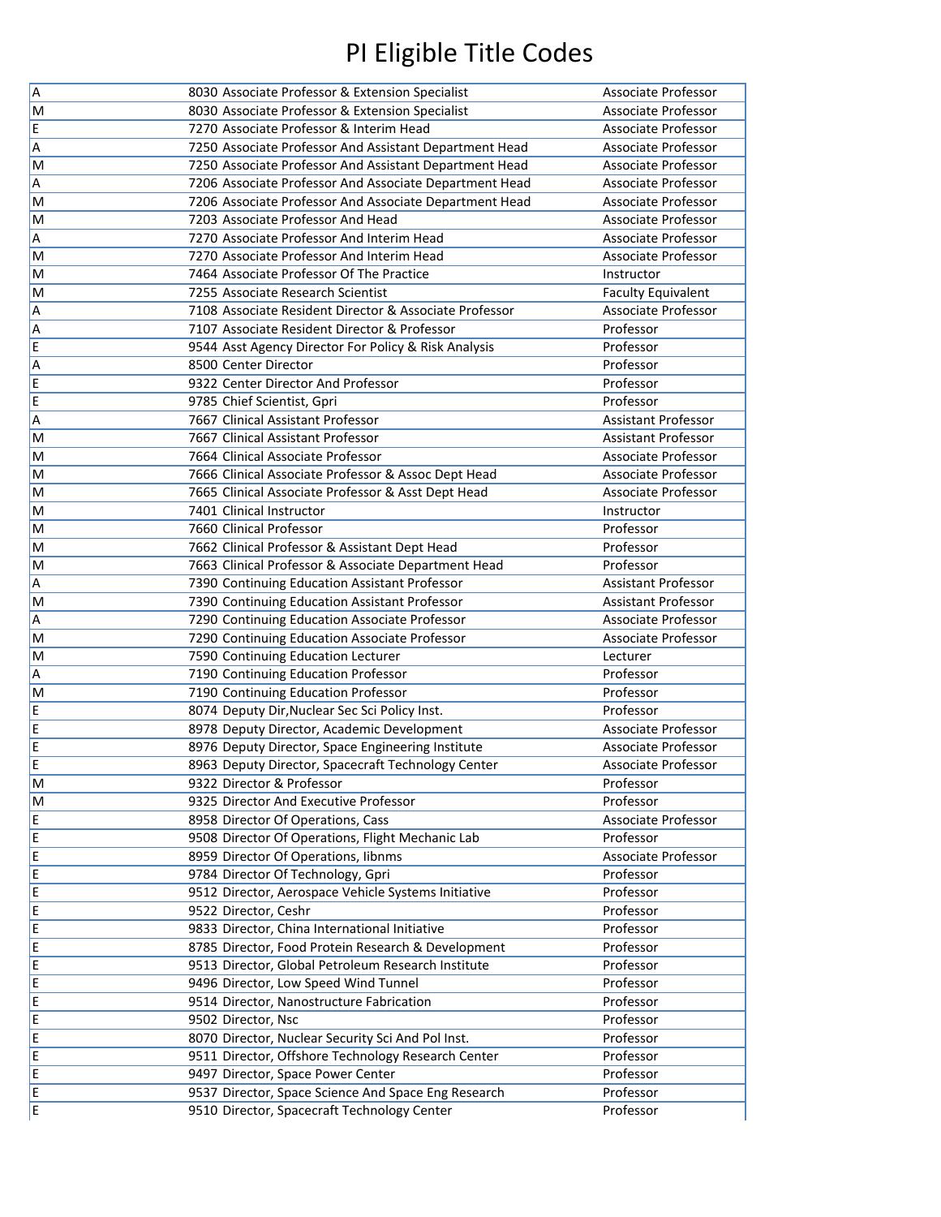# PI Eligible Title Codes

| | | |
|---|---|---|
| A | 8030 Associate Professor & Extension Specialist | Associate Professor |
| M | 8030 Associate Professor & Extension Specialist | Associate Professor |
| E | 7270 Associate Professor & Interim Head | Associate Professor |
| A | 7250 Associate Professor And Assistant Department Head | Associate Professor |
| M | 7250 Associate Professor And Assistant Department Head | Associate Professor |
| A | 7206 Associate Professor And Associate Department Head | Associate Professor |
| M | 7206 Associate Professor And Associate Department Head | Associate Professor |
| M | 7203 Associate Professor And Head | Associate Professor |
| A | 7270 Associate Professor And Interim Head | Associate Professor |
| M | 7270 Associate Professor And Interim Head | Associate Professor |
| M | 7464 Associate Professor Of The Practice | Instructor |
| M | 7255 Associate Research Scientist | Faculty Equivalent |
| A | 7108 Associate Resident Director & Associate Professor | Associate Professor |
| A | 7107 Associate Resident Director & Professor | Professor |
| E | 9544 Asst Agency Director For Policy & Risk Analysis | Professor |
| A | 8500 Center Director | Professor |
| E | 9322 Center Director And Professor | Professor |
| E | 9785 Chief Scientist, Gpri | Professor |
| A | 7667 Clinical Assistant Professor | Assistant Professor |
| M | 7667 Clinical Assistant Professor | Assistant Professor |
| M | 7664 Clinical Associate Professor | Associate Professor |
| M | 7666 Clinical Associate Professor & Assoc Dept Head | Associate Professor |
| M | 7665 Clinical Associate Professor & Asst Dept Head | Associate Professor |
| M | 7401 Clinical Instructor | Instructor |
| M | 7660 Clinical Professor | Professor |
| M | 7662 Clinical Professor & Assistant Dept Head | Professor |
| M | 7663 Clinical Professor & Associate Department Head | Professor |
| A | 7390 Continuing Education Assistant Professor | Assistant Professor |
| M | 7390 Continuing Education Assistant Professor | Assistant Professor |
| A | 7290 Continuing Education Associate Professor | Associate Professor |
| M | 7290 Continuing Education Associate Professor | Associate Professor |
| M | 7590 Continuing Education Lecturer | Lecturer |
| A | 7190 Continuing Education Professor | Professor |
| M | 7190 Continuing Education Professor | Professor |
| E | 8074 Deputy Dir,Nuclear Sec Sci Policy Inst. | Professor |
| E | 8978 Deputy Director, Academic Development | Associate Professor |
| E | 8976 Deputy Director, Space Engineering Institute | Associate Professor |
| E | 8963 Deputy Director, Spacecraft Technology Center | Associate Professor |
| M | 9322 Director & Professor | Professor |
| M | 9325 Director And Executive Professor | Professor |
| E | 8958 Director Of Operations, Cass | Associate Professor |
| E | 9508 Director Of Operations, Flight Mechanic Lab | Professor |
| E | 8959 Director Of Operations, Iibnms | Associate Professor |
| E | 9784 Director Of Technology, Gpri | Professor |
| E | 9512 Director, Aerospace Vehicle Systems Initiative | Professor |
| E | 9522 Director, Ceshr | Professor |
| E | 9833 Director, China International Initiative | Professor |
| E | 8785 Director, Food Protein Research & Development | Professor |
| E | 9513 Director, Global Petroleum Research Institute | Professor |
| E | 9496 Director, Low Speed Wind Tunnel | Professor |
| E | 9514 Director, Nanostructure Fabrication | Professor |
| E | 9502 Director, Nsc | Professor |
| E | 8070 Director, Nuclear Security Sci And Pol Inst. | Professor |
| E | 9511 Director, Offshore Technology Research Center | Professor |
| E | 9497 Director, Space Power Center | Professor |
| E | 9537 Director, Space Science And Space Eng Research | Professor |
| E | 9510 Director, Spacecraft Technology Center | Professor |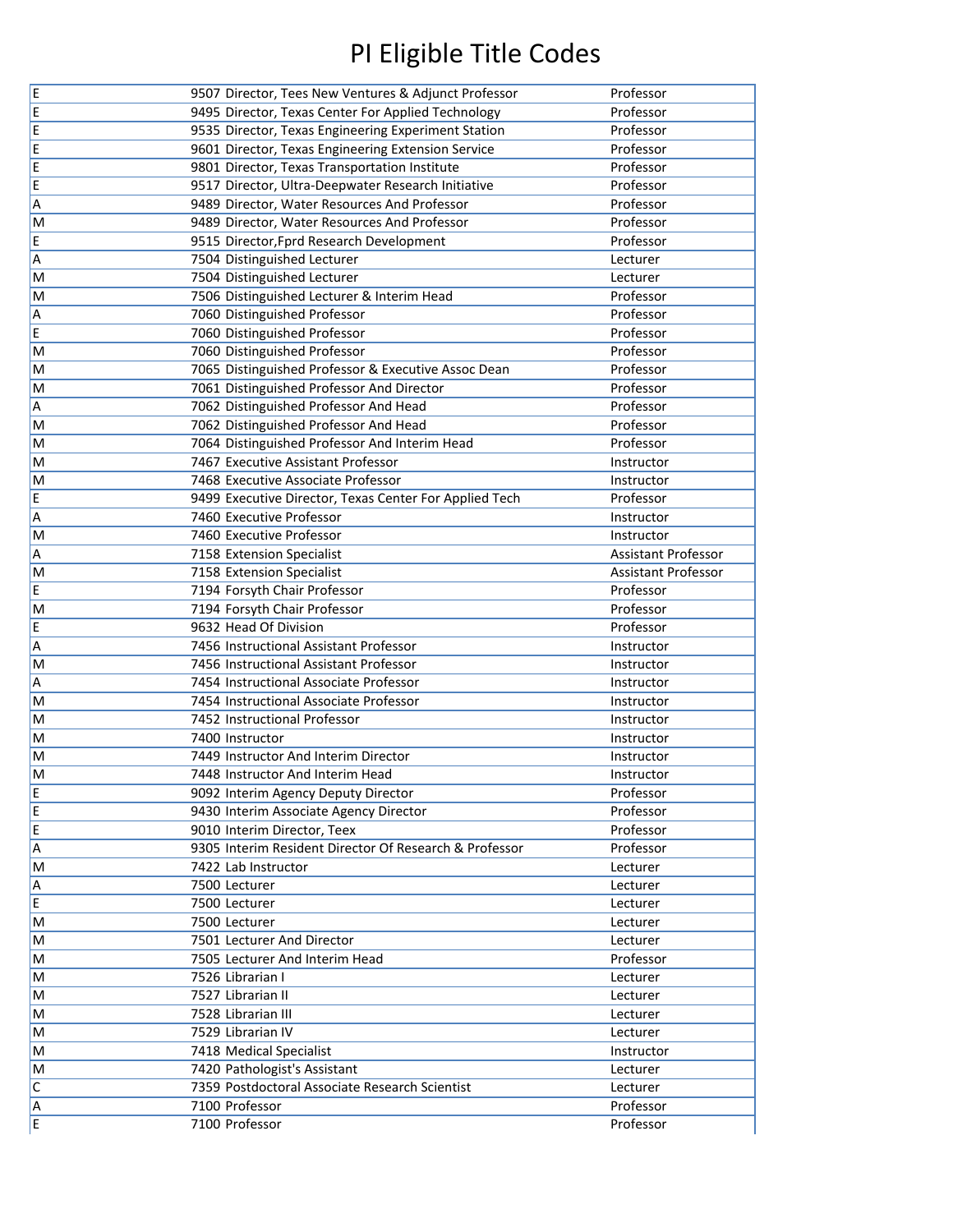# PI Eligible Title Codes

| | | |
|---|---|---|
| E | 9507 Director, Tees New Ventures & Adjunct Professor | Professor |
| E | 9495 Director, Texas Center For Applied Technology | Professor |
| E | 9535 Director, Texas Engineering Experiment Station | Professor |
| E | 9601 Director, Texas Engineering Extension Service | Professor |
| E | 9801 Director, Texas Transportation Institute | Professor |
| E | 9517 Director, Ultra-Deepwater Research Initiative | Professor |
| A | 9489 Director, Water Resources And Professor | Professor |
| M | 9489 Director, Water Resources And Professor | Professor |
| E | 9515 Director,Fprd Research Development | Professor |
| A | 7504 Distinguished Lecturer | Lecturer |
| M | 7504 Distinguished Lecturer | Lecturer |
| M | 7506 Distinguished Lecturer & Interim Head | Professor |
| A | 7060 Distinguished Professor | Professor |
| E | 7060 Distinguished Professor | Professor |
| M | 7060 Distinguished Professor | Professor |
| M | 7065 Distinguished Professor & Executive Assoc Dean | Professor |
| M | 7061 Distinguished Professor And Director | Professor |
| A | 7062 Distinguished Professor And Head | Professor |
| M | 7062 Distinguished Professor And Head | Professor |
| M | 7064 Distinguished Professor And Interim Head | Professor |
| M | 7467 Executive Assistant Professor | Instructor |
| M | 7468 Executive Associate Professor | Instructor |
| E | 9499 Executive Director, Texas Center For Applied Tech | Professor |
| A | 7460 Executive Professor | Instructor |
| M | 7460 Executive Professor | Instructor |
| A | 7158 Extension Specialist | Assistant Professor |
| M | 7158 Extension Specialist | Assistant Professor |
| E | 7194 Forsyth Chair Professor | Professor |
| M | 7194 Forsyth Chair Professor | Professor |
| E | 9632 Head Of Division | Professor |
| A | 7456 Instructional Assistant Professor | Instructor |
| M | 7456 Instructional Assistant Professor | Instructor |
| A | 7454 Instructional Associate Professor | Instructor |
| M | 7454 Instructional Associate Professor | Instructor |
| M | 7452 Instructional Professor | Instructor |
| M | 7400 Instructor | Instructor |
| M | 7449 Instructor And Interim Director | Instructor |
| M | 7448 Instructor And Interim Head | Instructor |
| E | 9092 Interim Agency Deputy Director | Professor |
| E | 9430 Interim Associate Agency Director | Professor |
| E | 9010 Interim Director, Teex | Professor |
| A | 9305 Interim Resident Director Of Research & Professor | Professor |
| M | 7422 Lab Instructor | Lecturer |
| A | 7500 Lecturer | Lecturer |
| E | 7500 Lecturer | Lecturer |
| M | 7500 Lecturer | Lecturer |
| M | 7501 Lecturer And Director | Lecturer |
| M | 7505 Lecturer And Interim Head | Professor |
| M | 7526 Librarian I | Lecturer |
| M | 7527 Librarian II | Lecturer |
| M | 7528 Librarian III | Lecturer |
| M | 7529 Librarian IV | Lecturer |
| M | 7418 Medical Specialist | Instructor |
| M | 7420 Pathologist's Assistant | Lecturer |
| C | 7359 Postdoctoral Associate Research Scientist | Lecturer |
| A | 7100 Professor | Professor |
| E | 7100 Professor | Professor |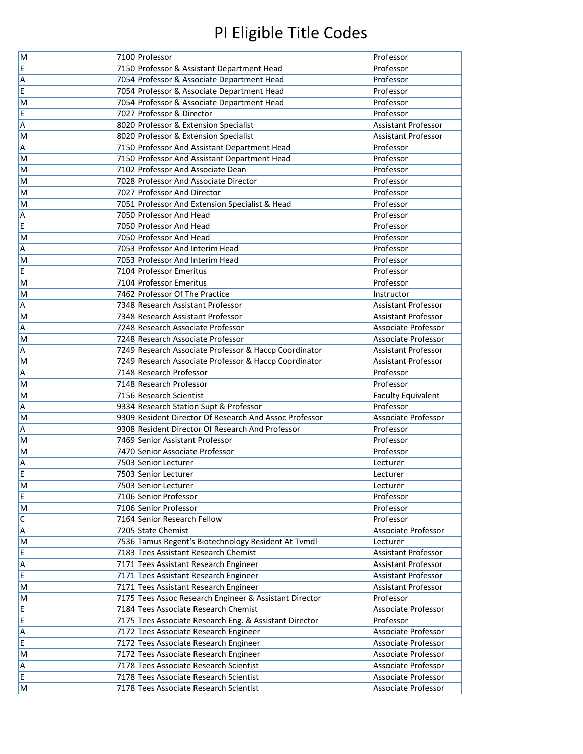# PI Eligible Title Codes

| | | |
|---|---|---|
| M | 7100 Professor | Professor |
| E | 7150 Professor & Assistant Department Head | Professor |
| A | 7054 Professor & Associate Department Head | Professor |
| E | 7054 Professor & Associate Department Head | Professor |
| M | 7054 Professor & Associate Department Head | Professor |
| E | 7027 Professor & Director | Professor |
| A | 8020 Professor & Extension Specialist | Assistant Professor |
| M | 8020 Professor & Extension Specialist | Assistant Professor |
| A | 7150 Professor And Assistant Department Head | Professor |
| M | 7150 Professor And Assistant Department Head | Professor |
| M | 7102 Professor And Associate Dean | Professor |
| M | 7028 Professor And Associate Director | Professor |
| M | 7027 Professor And Director | Professor |
| M | 7051 Professor And Extension Specialist & Head | Professor |
| A | 7050 Professor And Head | Professor |
| E | 7050 Professor And Head | Professor |
| M | 7050 Professor And Head | Professor |
| A | 7053 Professor And Interim Head | Professor |
| M | 7053 Professor And Interim Head | Professor |
| E | 7104 Professor Emeritus | Professor |
| M | 7104 Professor Emeritus | Professor |
| M | 7462 Professor Of The Practice | Instructor |
| A | 7348 Research Assistant Professor | Assistant Professor |
| M | 7348 Research Assistant Professor | Assistant Professor |
| A | 7248 Research Associate Professor | Associate Professor |
| M | 7248 Research Associate Professor | Associate Professor |
| A | 7249 Research Associate Professor & Haccp Coordinator | Assistant Professor |
| M | 7249 Research Associate Professor & Haccp Coordinator | Assistant Professor |
| A | 7148 Research Professor | Professor |
| M | 7148 Research Professor | Professor |
| M | 7156 Research Scientist | Faculty Equivalent |
| A | 9334 Research Station Supt & Professor | Professor |
| M | 9309 Resident Director Of Research And Assoc Professor | Associate Professor |
| A | 9308 Resident Director Of Research And Professor | Professor |
| M | 7469 Senior Assistant Professor | Professor |
| M | 7470 Senior Associate Professor | Professor |
| A | 7503 Senior Lecturer | Lecturer |
| E | 7503 Senior Lecturer | Lecturer |
| M | 7503 Senior Lecturer | Lecturer |
| E | 7106 Senior Professor | Professor |
| M | 7106 Senior Professor | Professor |
| C | 7164 Senior Research Fellow | Professor |
| A | 7205 State Chemist | Associate Professor |
| M | 7536 Tamus Regent's Biotechnology Resident At Tvmdl | Lecturer |
| E | 7183 Tees Assistant Research Chemist | Assistant Professor |
| A | 7171 Tees Assistant Research Engineer | Assistant Professor |
| E | 7171 Tees Assistant Research Engineer | Assistant Professor |
| M | 7171 Tees Assistant Research Engineer | Assistant Professor |
| M | 7175 Tees Assoc Research Engineer & Assistant Director | Professor |
| E | 7184 Tees Associate Research Chemist | Associate Professor |
| E | 7175 Tees Associate Research Eng. & Assistant Director | Professor |
| A | 7172 Tees Associate Research Engineer | Associate Professor |
| E | 7172 Tees Associate Research Engineer | Associate Professor |
| M | 7172 Tees Associate Research Engineer | Associate Professor |
| A | 7178 Tees Associate Research Scientist | Associate Professor |
| E | 7178 Tees Associate Research Scientist | Associate Professor |
| M | 7178 Tees Associate Research Scientist | Associate Professor |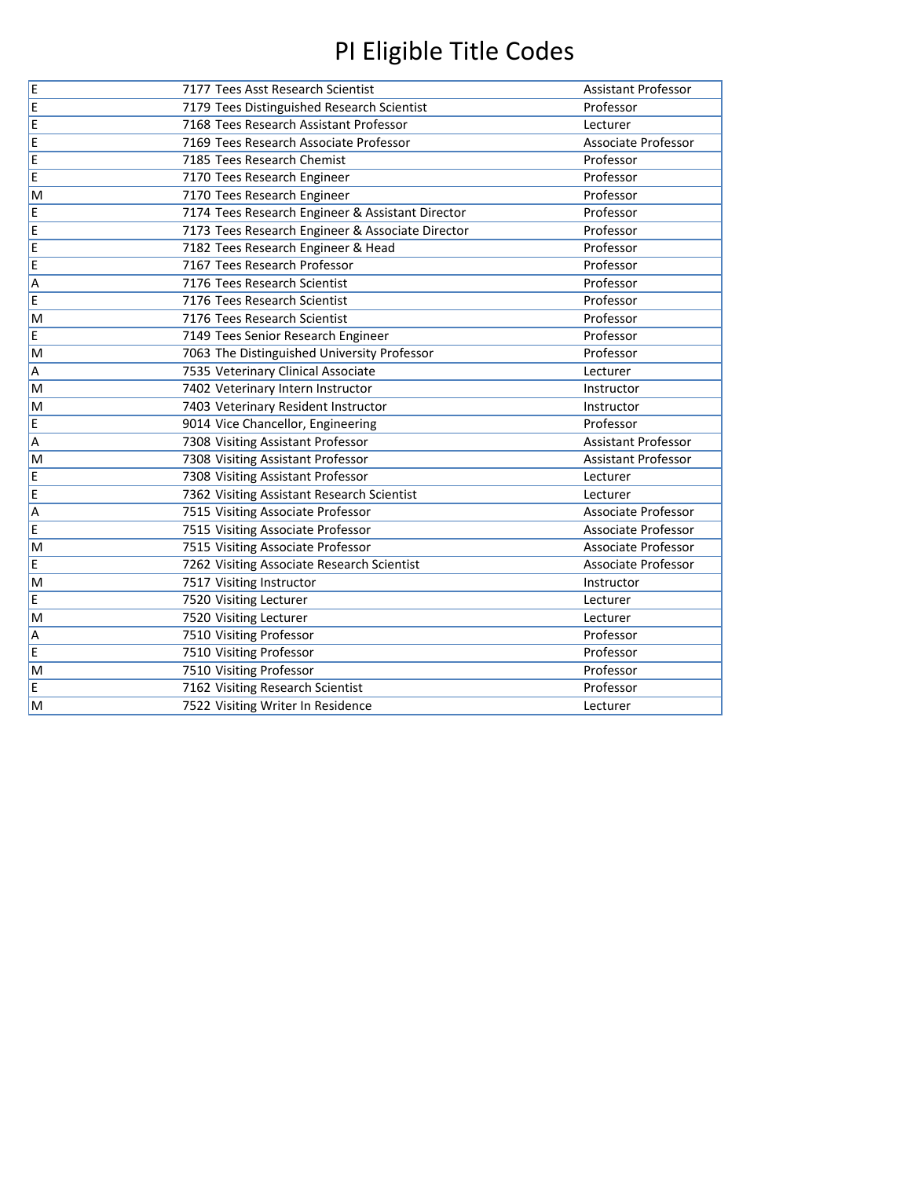# PI Eligible Title Codes

| | | |
|---|---|---|
| E | 7177 Tees Asst Research Scientist | Assistant Professor |
| E | 7179 Tees Distinguished Research Scientist | Professor |
| E | 7168 Tees Research Assistant Professor | Lecturer |
| E | 7169 Tees Research Associate Professor | Associate Professor |
| E | 7185 Tees Research Chemist | Professor |
| E | 7170 Tees Research Engineer | Professor |
| M | 7170 Tees Research Engineer | Professor |
| E | 7174 Tees Research Engineer & Assistant Director | Professor |
| E | 7173 Tees Research Engineer & Associate Director | Professor |
| E | 7182 Tees Research Engineer & Head | Professor |
| E | 7167 Tees Research Professor | Professor |
| A | 7176 Tees Research Scientist | Professor |
| E | 7176 Tees Research Scientist | Professor |
| M | 7176 Tees Research Scientist | Professor |
| E | 7149 Tees Senior Research Engineer | Professor |
| M | 7063 The Distinguished University Professor | Professor |
| A | 7535 Veterinary Clinical Associate | Lecturer |
| M | 7402 Veterinary Intern Instructor | Instructor |
| M | 7403 Veterinary Resident Instructor | Instructor |
| E | 9014 Vice Chancellor, Engineering | Professor |
| A | 7308 Visiting Assistant Professor | Assistant Professor |
| M | 7308 Visiting Assistant Professor | Assistant Professor |
| E | 7308 Visiting Assistant Professor | Lecturer |
| E | 7362 Visiting Assistant Research Scientist | Lecturer |
| A | 7515 Visiting Associate Professor | Associate Professor |
| E | 7515 Visiting Associate Professor | Associate Professor |
| M | 7515 Visiting Associate Professor | Associate Professor |
| E | 7262 Visiting Associate Research Scientist | Associate Professor |
| M | 7517 Visiting Instructor | Instructor |
| E | 7520 Visiting Lecturer | Lecturer |
| M | 7520 Visiting Lecturer | Lecturer |
| A | 7510 Visiting Professor | Professor |
| E | 7510 Visiting Professor | Professor |
| M | 7510 Visiting Professor | Professor |
| E | 7162 Visiting Research Scientist | Professor |
| M | 7522 Visiting Writer In Residence | Lecturer |